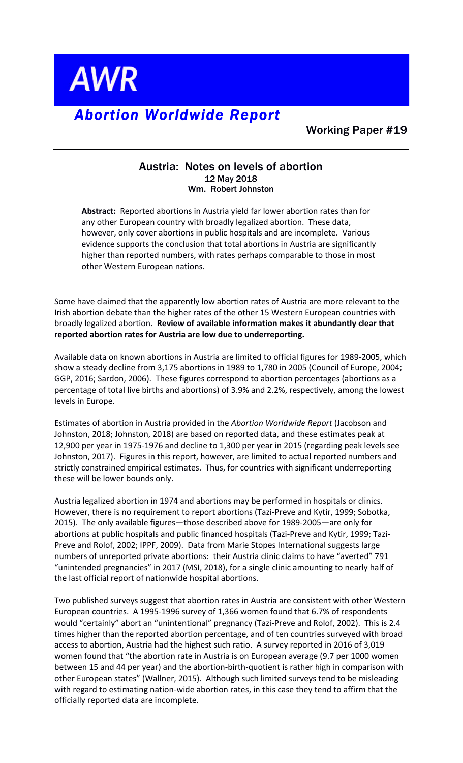# AWR

## *Abortion Worldwide Report*

Working Paper #19

### Austria: Notes on levels of abortion

12 May 2018

**Wm. Robert Johnston**

**Abstract:** Reported abortions in Austria yield far lower abortion rates than for any other European country with broadly legalized abortion. These data, however, only cover abortions in public hospitals and are incomplete. Various evidence supports the conclusion that total abortions in Austria are significantly higher than reported numbers, with rates perhaps comparable to those in most other Western European nations.

---

Some have claimed that the apparently low abortion rates of Austria are more relevant to the Irish abortion debate than the higher rates of the other 15 Western European countries with broadly legalized abortion. **Review of available information makes it abundantly clear that reported abortion rates for Austria are low due to underreporting.**

Available data on known abortions in Austria are limited to official figures for 1989-2005, which show a steady decline from 3,175 abortions in 1989 to 1,780 in 2005 (Council of Europe, 2004; GGP, 2016; Sardon, 2006). These figures correspond to abortion percentages (abortions as a percentage of total live births and abortions) of 3.9% and 2.2%, respectively, among the lowest levels in Europe.

Estimates of abortion in Austria provided in the *Abortion Worldwide Report* (Jacobson and Johnston, 2018; Johnston, 2018) are based on reported data, and these estimates peak at 12,900 per year in 1975-1976 and decline to 1,300 per year in 2015 (regarding peak levels see Johnston, 2017). Figures in this report, however, are limited to actual reported numbers and strictly constrained empirical estimates. Thus, for countries with significant underreporting these will be lower bounds only.

Austria legalized abortion in 1974 and abortions may be performed in hospitals or clinics. However, there is no requirement to report abortions (Tazi-Preve and Kytir, 1999; Sobotka, 2015). The only available figures—those described above for 1989-2005—are only for abortions at public hospitals and public financed hospitals (Tazi-Preve and Kytir, 1999; Tazi-Preve and Rolof, 2002; IPPF, 2009). Data from Marie Stopes International suggests large numbers of unreported private abortions: their Austria clinic claims to have "averted" 791 "unintended pregnancies" in 2017 (MSI, 2018), for a single clinic amounting to nearly half of the last official report of nationwide hospital abortions.

Two published surveys suggest that abortion rates in Austria are consistent with other Western European countries. A 1995-1996 survey of 1,366 women found that 6.7% of respondents would "certainly" abort an "unintentional" pregnancy (Tazi-Preve and Rolof, 2002). This is 2.4 times higher than the reported abortion percentage, and of ten countries surveyed with broad access to abortion, Austria had the highest such ratio. A survey reported in 2016 of 3,019 women found that "the abortion rate in Austria is on European average (9.7 per 1000 women between 15 and 44 per year) and the abortion-birth-quotient is rather high in comparison with other European states" (Wallner, 2015). Although such limited surveys tend to be misleading with regard to estimating nation-wide abortion rates, in this case they tend to affirm that the officially reported data are incomplete.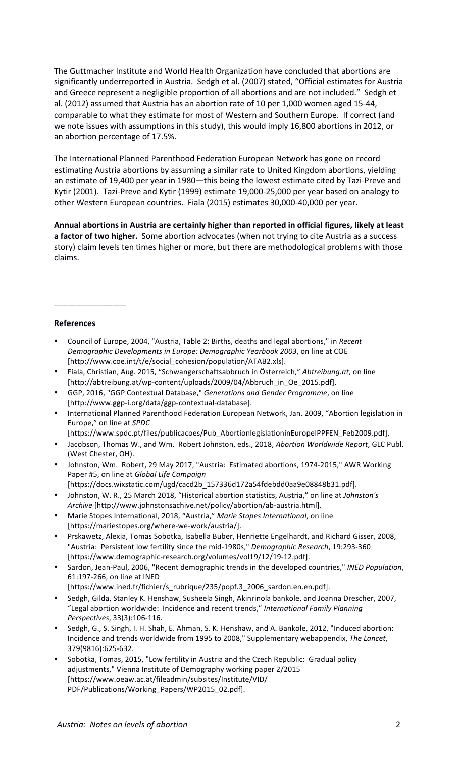The Guttmacher Institute and World Health Organization have concluded that abortions are significantly underreported in Austria. Sedgh et al. (2007) stated, "Official estimates for Austria and Greece represent a negligible proportion of all abortions and are not included." Sedgh et al. (2012) assumed that Austria has an abortion rate of 10 per 1,000 women aged 15-44, comparable to what they estimate for most of Western and Southern Europe. If correct (and we note issues with assumptions in this study), this would imply 16,800 abortions in 2012, or an abortion percentage of 17.5%.

The International Planned Parenthood Federation European Network has gone on record estimating Austria abortions by assuming a similar rate to United Kingdom abortions, yielding an estimate of 19,400 per year in 1980—this being the lowest estimate cited by Tazi-Preve and Kytir (2001). Tazi-Preve and Kytir (1999) estimate 19,000-25,000 per year based on analogy to other Western European countries. Fiala (2015) estimates 30,000-40,000 per year.

**Annual abortions in Austria are certainly higher than reported in official figures, likely at least a factor of two higher.** Some abortion advocates (when not trying to cite Austria as a success story) claim levels ten times higher or more, but there are methodological problems with those claims.

________________

**References**

- Council of Europe, 2004, "Austria, Table 2: Births, deaths and legal abortions," in *Recent Demographic Developments in Europe: Demographic Yearbook 2003*, on line at COE [http://www.coe.int/t/e/social_cohesion/population/ATAB2.xls].
- Fiala, Christian, Aug. 2015, "Schwangerschaftsabbruch in Österreich," *Abtreibung.at*, on line [http://abtreibung.at/wp-content/uploads/2009/04/Abbruch_in_Oe_2015.pdf].
- GGP, 2016, "GGP Contextual Database," *Generations and Gender Programme*, on line [http://www.ggp-i.org/data/ggp-contextual-database].
- International Planned Parenthood Federation European Network, Jan. 2009, "Abortion legislation in Europe," on line at *SPDC* [https://www.spdc.pt/files/publicacoes/Pub_AbortionlegislationinEuropeIPPFEN_Feb2009.pdf].
- Jacobson, Thomas W., and Wm. Robert Johnston, eds., 2018, *Abortion Worldwide Report*, GLC Publ. (West Chester, OH).
- Johnston, Wm. Robert, 29 May 2017, "Austria: Estimated abortions, 1974-2015," AWR Working Paper #5, on line at *Global Life Campaign* [https://docs.wixstatic.com/ugd/cacd2b_157336d172a54fdebdd0aa9e08848b31.pdf].
- Johnston, W. R., 25 March 2018, "Historical abortion statistics, Austria," on line at *Johnston's Archive* [http://www.johnstonsachive.net/policy/abortion/ab-austria.html].
- Marie Stopes International, 2018, "Austria," *Marie Stopes International*, on line [https://mariestopes.org/where-we-work/austria/].
- Prskawetz, Alexia, Tomas Sobotka, Isabella Buber, Henriette Engelhardt, and Richard Gisser, 2008, "Austria: Persistent low fertility since the mid-1980s," *Demographic Research*, 19:293-360 [https://www.demographic-research.org/volumes/vol19/12/19-12.pdf].
- Sardon, Jean-Paul, 2006, "Recent demographic trends in the developed countries," *INED Population*, 61:197-266, on line at INED [https://www.ined.fr/fichier/s_rubrique/235/popf.3_2006_sardon.en.en.pdf].
- Sedgh, Gilda, Stanley K. Henshaw, Susheela Singh, Akinrinola bankole, and Joanna Drescher, 2007, "Legal abortion worldwide: Incidence and recent trends," *International Family Planning Perspectives*, 33(3):106-116.
- Sedgh, G., S. Singh, I. H. Shah, E. Ahman, S. K. Henshaw, and A. Bankole, 2012, "Induced abortion: Incidence and trends worldwide from 1995 to 2008," Supplementary webappendix, *The Lancet*, 379(9816):625-632.
- Sobotka, Tomas, 2015, "Low fertility in Austria and the Czech Republic: Gradual policy adjustments," Vienna Institute of Demography working paper 2/2015 [https://www.oeaw.ac.at/fileadmin/subsites/Institute/VID/PDF/Publications/Working_Papers/WP2015_02.pdf].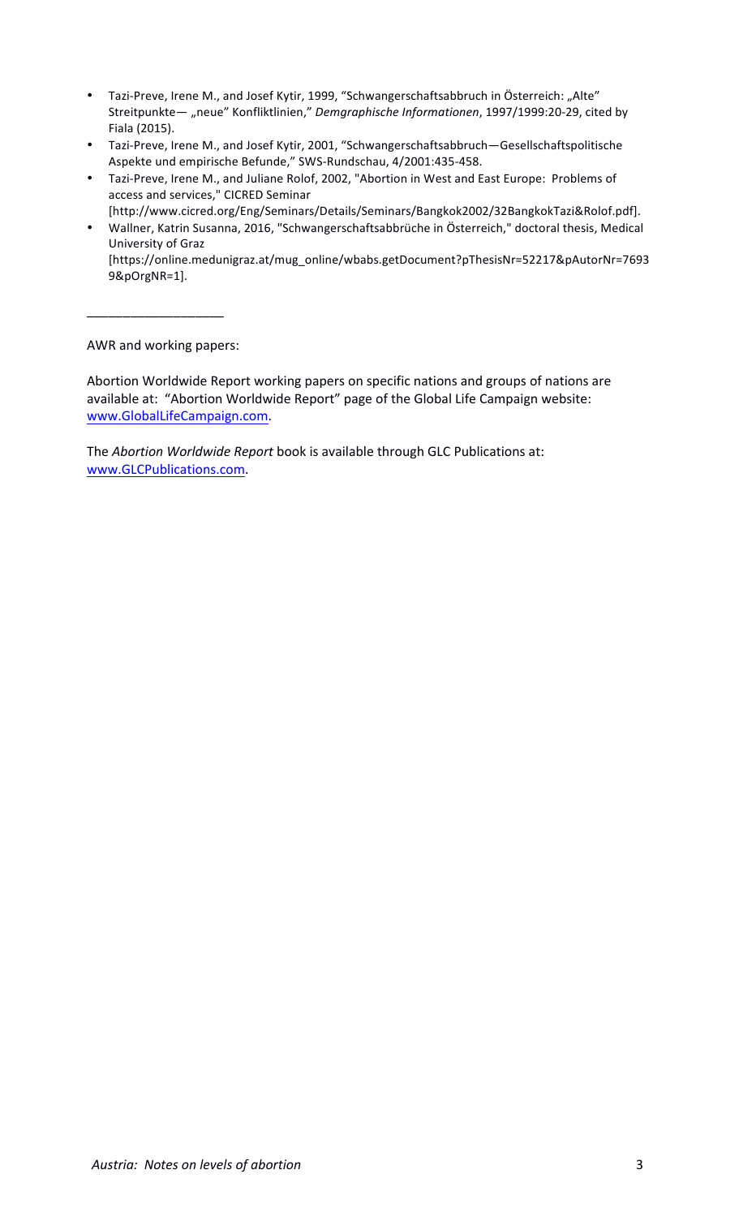- Tazi-Preve, Irene M., and Josef Kytir, 1999, "Schwangerschaftsabbruch in Österreich: „Alte" Streitpunkte— „neue" Konfliktlinien," *Demgraphische Informationen*, 1997/1999:20-29, cited by Fiala (2015).
- Tazi-Preve, Irene M., and Josef Kytir, 2001, "Schwangerschaftsabbruch—Gesellschaftspolitische Aspekte und empirische Befunde," SWS-Rundschau, 4/2001:435-458.
- Tazi-Preve, Irene M., and Juliane Rolof, 2002, "Abortion in West and East Europe: Problems of access and services," CICRED Seminar [http://www.cicred.org/Eng/Seminars/Details/Seminars/Bangkok2002/32BangkokTazi&Rolof.pdf].
- Wallner, Katrin Susanna, 2016, "Schwangerschaftsabbrüche in Österreich," doctoral thesis, Medical University of Graz [https://online.medunigraz.at/mug_online/wbabs.getDocument?pThesisNr=52217&pAutorNr=76939&pOrgNR=1].

___________________

AWR and working papers:

Abortion Worldwide Report working papers on specific nations and groups of nations are available at: "Abortion Worldwide Report" page of the Global Life Campaign website: www.GlobalLifeCampaign.com.

The *Abortion Worldwide Report* book is available through GLC Publications at: www.GLCPublications.com.